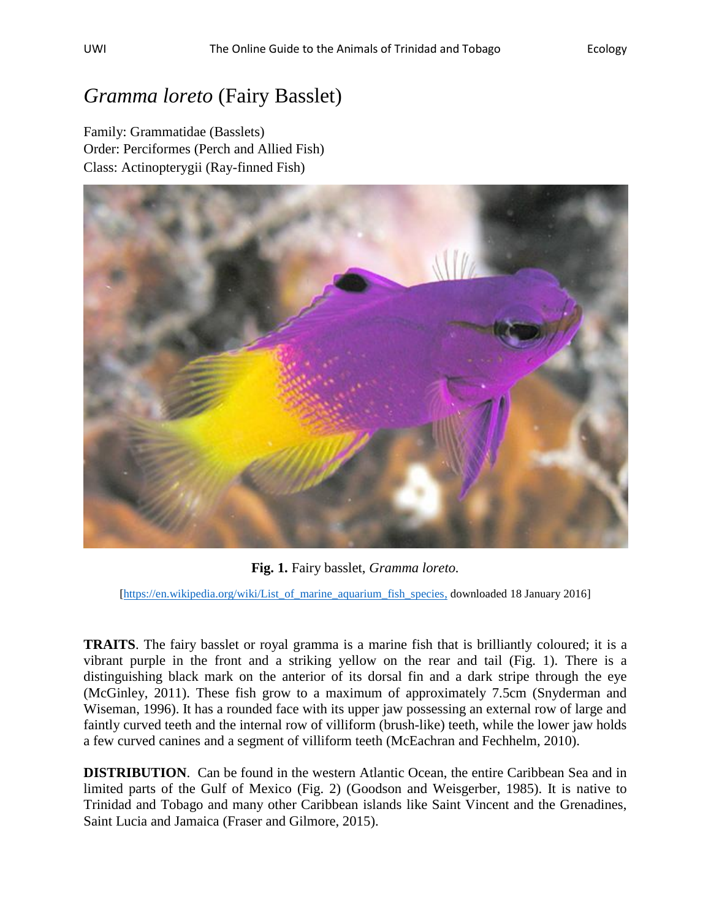# *Gramma loreto* (Fairy Basslet)

Family: Grammatidae (Basslets)
Order: Perciformes (Perch and Allied Fish)
Class: Actinopterygii (Ray-finned Fish)

**Fig. 1.** Fairy basslet, *Gramma loreto.*

[https://en.wikipedia.org/wiki/List_of_marine_aquarium_fish_species, downloaded 18 January 2016]

**TRAITS**. The fairy basslet or royal gramma is a marine fish that is brilliantly coloured; it is a vibrant purple in the front and a striking yellow on the rear and tail (Fig. 1). There is a distinguishing black mark on the anterior of its dorsal fin and a dark stripe through the eye (McGinley, 2011). These fish grow to a maximum of approximately 7.5cm (Snyderman and Wiseman, 1996). It has a rounded face with its upper jaw possessing an external row of large and faintly curved teeth and the internal row of villiform (brush-like) teeth, while the lower jaw holds a few curved canines and a segment of villiform teeth (McEachran and Fechhelm, 2010).

**DISTRIBUTION**. Can be found in the western Atlantic Ocean, the entire Caribbean Sea and in limited parts of the Gulf of Mexico (Fig. 2) (Goodson and Weisgerber, 1985). It is native to Trinidad and Tobago and many other Caribbean islands like Saint Vincent and the Grenadines, Saint Lucia and Jamaica (Fraser and Gilmore, 2015).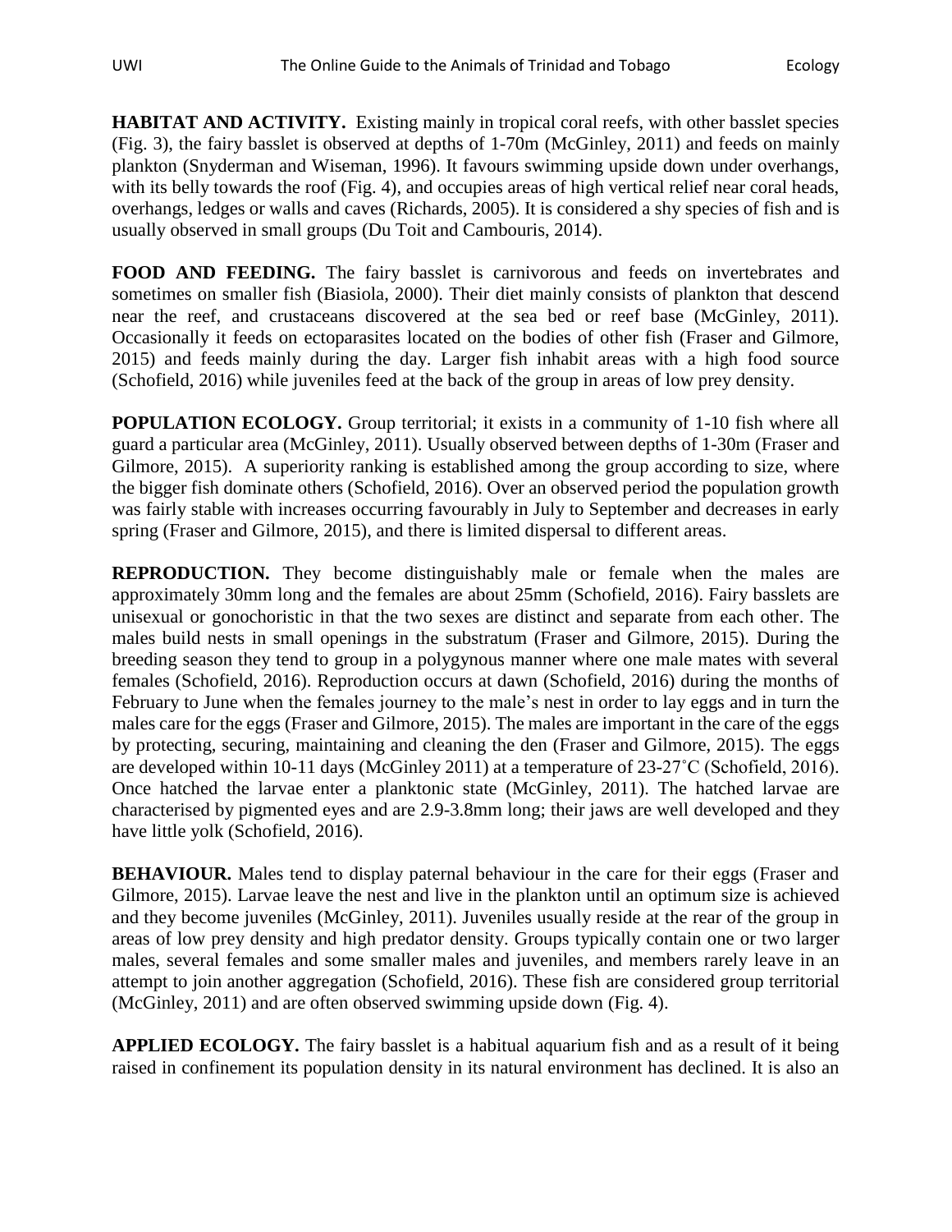**HABITAT AND ACTIVITY.** Existing mainly in tropical coral reefs, with other basslet species (Fig. 3), the fairy basslet is observed at depths of 1-70m (McGinley, 2011) and feeds on mainly plankton (Snyderman and Wiseman, 1996). It favours swimming upside down under overhangs, with its belly towards the roof (Fig. 4), and occupies areas of high vertical relief near coral heads, overhangs, ledges or walls and caves (Richards, 2005). It is considered a shy species of fish and is usually observed in small groups (Du Toit and Cambouris, 2014).

**FOOD AND FEEDING.** The fairy basslet is carnivorous and feeds on invertebrates and sometimes on smaller fish (Biasiola, 2000). Their diet mainly consists of plankton that descend near the reef, and crustaceans discovered at the sea bed or reef base (McGinley, 2011). Occasionally it feeds on ectoparasites located on the bodies of other fish (Fraser and Gilmore, 2015) and feeds mainly during the day. Larger fish inhabit areas with a high food source (Schofield, 2016) while juveniles feed at the back of the group in areas of low prey density.

**POPULATION ECOLOGY.** Group territorial; it exists in a community of 1-10 fish where all guard a particular area (McGinley, 2011). Usually observed between depths of 1-30m (Fraser and Gilmore, 2015). A superiority ranking is established among the group according to size, where the bigger fish dominate others (Schofield, 2016). Over an observed period the population growth was fairly stable with increases occurring favourably in July to September and decreases in early spring (Fraser and Gilmore, 2015), and there is limited dispersal to different areas.

**REPRODUCTION.** They become distinguishably male or female when the males are approximately 30mm long and the females are about 25mm (Schofield, 2016). Fairy basslets are unisexual or gonochoristic in that the two sexes are distinct and separate from each other. The males build nests in small openings in the substratum (Fraser and Gilmore, 2015). During the breeding season they tend to group in a polygynous manner where one male mates with several females (Schofield, 2016). Reproduction occurs at dawn (Schofield, 2016) during the months of February to June when the females journey to the male's nest in order to lay eggs and in turn the males care for the eggs (Fraser and Gilmore, 2015). The males are important in the care of the eggs by protecting, securing, maintaining and cleaning the den (Fraser and Gilmore, 2015). The eggs are developed within 10-11 days (McGinley 2011) at a temperature of 23-27˚C (Schofield, 2016). Once hatched the larvae enter a planktonic state (McGinley, 2011). The hatched larvae are characterised by pigmented eyes and are 2.9-3.8mm long; their jaws are well developed and they have little yolk (Schofield, 2016).

**BEHAVIOUR.** Males tend to display paternal behaviour in the care for their eggs (Fraser and Gilmore, 2015). Larvae leave the nest and live in the plankton until an optimum size is achieved and they become juveniles (McGinley, 2011). Juveniles usually reside at the rear of the group in areas of low prey density and high predator density. Groups typically contain one or two larger males, several females and some smaller males and juveniles, and members rarely leave in an attempt to join another aggregation (Schofield, 2016). These fish are considered group territorial (McGinley, 2011) and are often observed swimming upside down (Fig. 4).

**APPLIED ECOLOGY.** The fairy basslet is a habitual aquarium fish and as a result of it being raised in confinement its population density in its natural environment has declined. It is also an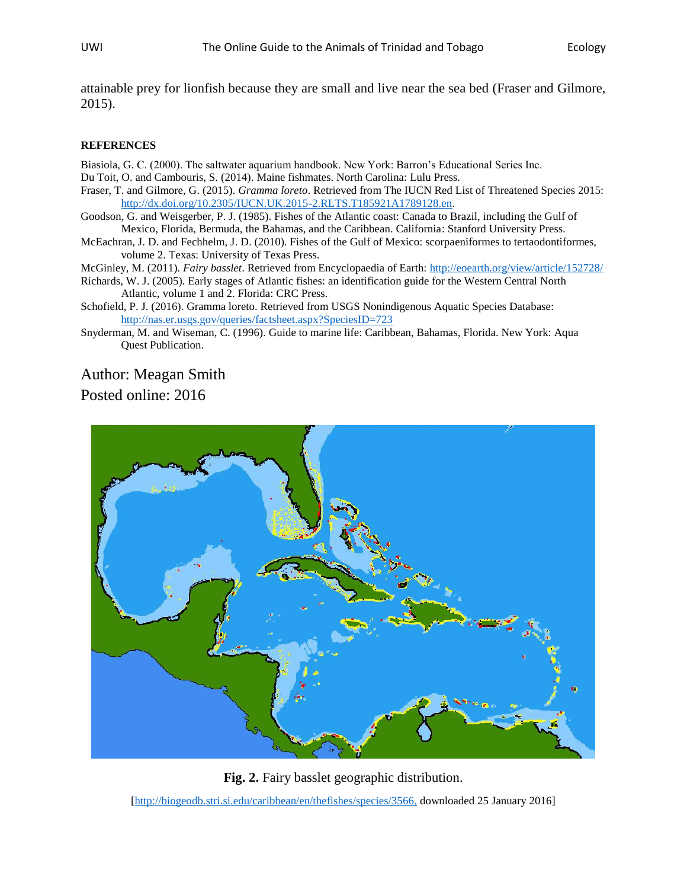attainable prey for lionfish because they are small and live near the sea bed (Fraser and Gilmore, 2015).

**REFERENCES**

Biasiola, G. C. (2000). The saltwater aquarium handbook. New York: Barron's Educational Series Inc.

Du Toit, O. and Cambouris, S. (2014). Maine fishmates. North Carolina: Lulu Press.

Fraser, T. and Gilmore, G. (2015). *Gramma loreto*. Retrieved from The IUCN Red List of Threatened Species 2015: http://dx.doi.org/10.2305/IUCN.UK.2015-2.RLTS.T185921A1789128.en.

Goodson, G. and Weisgerber, P. J. (1985). Fishes of the Atlantic coast: Canada to Brazil, including the Gulf of Mexico, Florida, Bermuda, the Bahamas, and the Caribbean. California: Stanford University Press.

McEachran, J. D. and Fechhelm, J. D. (2010). Fishes of the Gulf of Mexico: scorpaeniformes to tertaodontiformes, volume 2. Texas: University of Texas Press.

McGinley, M. (2011). *Fairy basslet*. Retrieved from Encyclopaedia of Earth: http://eoearth.org/view/article/152728/

Richards, W. J. (2005). Early stages of Atlantic fishes: an identification guide for the Western Central North Atlantic, volume 1 and 2. Florida: CRC Press.

Schofield, P. J. (2016). Gramma loreto. Retrieved from USGS Nonindigenous Aquatic Species Database: http://nas.er.usgs.gov/queries/factsheet.aspx?SpeciesID=723

Snyderman, M. and Wiseman, C. (1996). Guide to marine life: Caribbean, Bahamas, Florida. New York: Aqua Quest Publication.

Author: Meagan Smith

Posted online: 2016

**Fig. 2.** Fairy basslet geographic distribution.

[http://biogeodb.stri.si.edu/caribbean/en/thefishes/species/3566, downloaded 25 January 2016]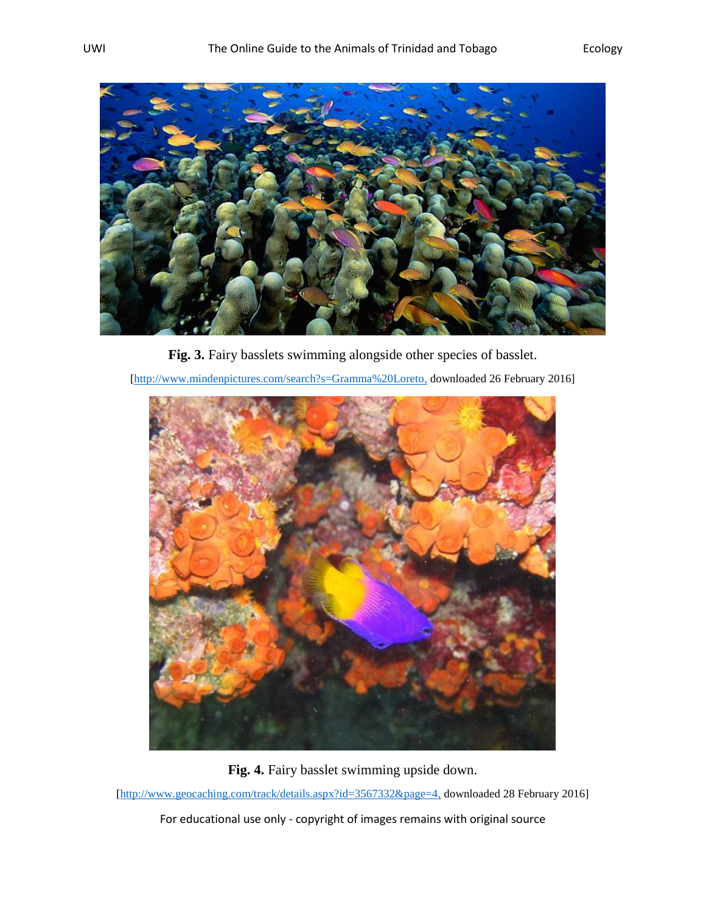**Fig. 3.** Fairy basslets swimming alongside other species of basslet.

[http://www.mindenpictures.com/search?s=Gramma%20Loreto, downloaded 26 February 2016]

**Fig. 4.** Fairy basslet swimming upside down.

[http://www.geocaching.com/track/details.aspx?id=3567332&page=4, downloaded 28 February 2016]

For educational use only - copyright of images remains with original source